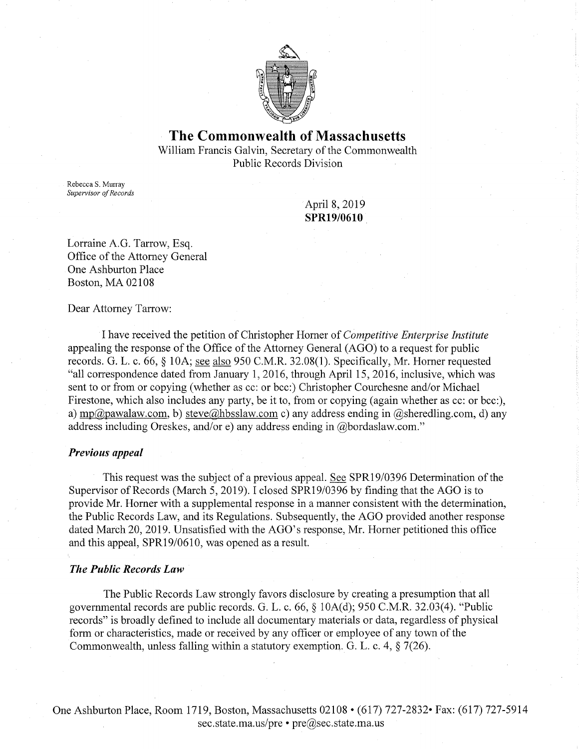# The Commonwealth of Massachusetts

William Francis Galvin, Secretary of the Commonwealth
Public Records Division

Rebecca S. Murray
*Supervisor of Records*

April 8, 2019
**SPR19/0610**

Lorraine A.G. Tarrow, Esq.
Office of the Attorney General
One Ashburton Place
Boston, MA 02108

Dear Attorney Tarrow:

I have received the petition of Christopher Horner of *Competitive Enterprise Institute* appealing the response of the Office of the Attorney General (AGO) to a request for public records. G. L. c. 66, § 10A; see also 950 C.M.R. 32.08(1). Specifically, Mr. Horner requested "all correspondence dated from January 1, 2016, through April 15, 2016, inclusive, which was sent to or from or copying (whether as cc: or bcc:) Christopher Courchesne and/or Michael Firestone, which also includes any party, be it to, from or copying (again whether as cc: or bcc:), a) mp@pawalaw.com, b) steve@hbsslaw.com c) any address ending in @sheredling.com, d) any address including Oreskes, and/or e) any address ending in @bordaslaw.com."

### *Previous appeal*

This request was the subject of a previous appeal. See SPR19/0396 Determination of the Supervisor of Records (March 5, 2019). I closed SPR19/0396 by finding that the AGO is to provide Mr. Horner with a supplemental response in a manner consistent with the determination, the Public Records Law, and its Regulations. Subsequently, the AGO provided another response dated March 20, 2019. Unsatisfied with the AGO's response, Mr. Horner petitioned this office and this appeal, SPR19/0610, was opened as a result.

### *The Public Records Law*

The Public Records Law strongly favors disclosure by creating a presumption that all governmental records are public records. G. L. c. 66, § 10A(d); 950 C.M.R. 32.03(4). "Public records" is broadly defined to include all documentary materials or data, regardless of physical form or characteristics, made or received by any officer or employee of any town of the Commonwealth, unless falling within a statutory exemption. G. L. c. 4, § 7(26).

One Ashburton Place, Room 1719, Boston, Massachusetts 02108 • (617) 727-2832• Fax: (617) 727-5914
sec.state.ma.us/pre • pre@sec.state.ma.us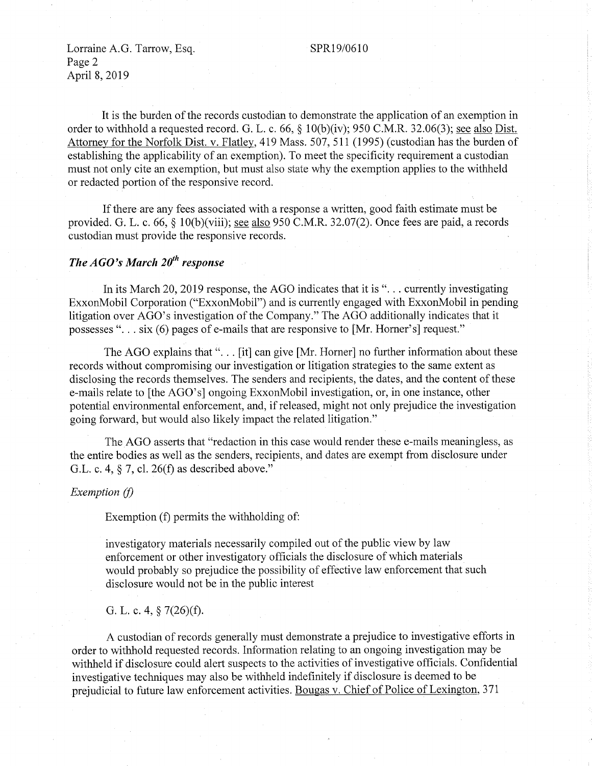It is the burden of the records custodian to demonstrate the application of an exemption in order to withhold a requested record. G. L. c. 66, § 10(b)(iv); 950 C.M.R. 32.06(3); see also Dist. Attorney for the Norfolk Dist. v. Flatley, 419 Mass. 507, 511 (1995) (custodian has the burden of establishing the applicability of an exemption). To meet the specificity requirement a custodian must not only cite an exemption, but must also state why the exemption applies to the withheld or redacted portion of the responsive record.

If there are any fees associated with a response a written, good faith estimate must be provided. G. L. c. 66, § 10(b)(viii); see also 950 C.M.R. 32.07(2). Once fees are paid, a records custodian must provide the responsive records.

### *The AGO's March 20th response*

In its March 20, 2019 response, the AGO indicates that it is ". . . currently investigating ExxonMobil Corporation ("ExxonMobil") and is currently engaged with ExxonMobil in pending litigation over AGO's investigation of the Company." The AGO additionally indicates that it possesses ". . . six (6) pages of e-mails that are responsive to [Mr. Horner's] request."

The AGO explains that ". . . [it] can give [Mr. Horner] no further information about these records without compromising our investigation or litigation strategies to the same extent as disclosing the records themselves. The senders and recipients, the dates, and the content of these e-mails relate to [the AGO's] ongoing ExxonMobil investigation, or, in one instance, other potential environmental enforcement, and, if released, might not only prejudice the investigation going forward, but would also likely impact the related litigation."

The AGO asserts that "redaction in this case would render these e-mails meaningless, as the entire bodies as well as the senders, recipients, and dates are exempt from disclosure under G.L. c. 4, § 7, cl. 26(f) as described above."

*Exemption (f)*

Exemption (f) permits the withholding of:

> investigatory materials necessarily compiled out of the public view by law enforcement or other investigatory officials the disclosure of which materials would probably so prejudice the possibility of effective law enforcement that such disclosure would not be in the public interest

G. L. c. 4, § 7(26)(f).

A custodian of records generally must demonstrate a prejudice to investigative efforts in order to withhold requested records. Information relating to an ongoing investigation may be withheld if disclosure could alert suspects to the activities of investigative officials. Confidential investigative techniques may also be withheld indefinitely if disclosure is deemed to be prejudicial to future law enforcement activities. Bougas v. Chief of Police of Lexington, 371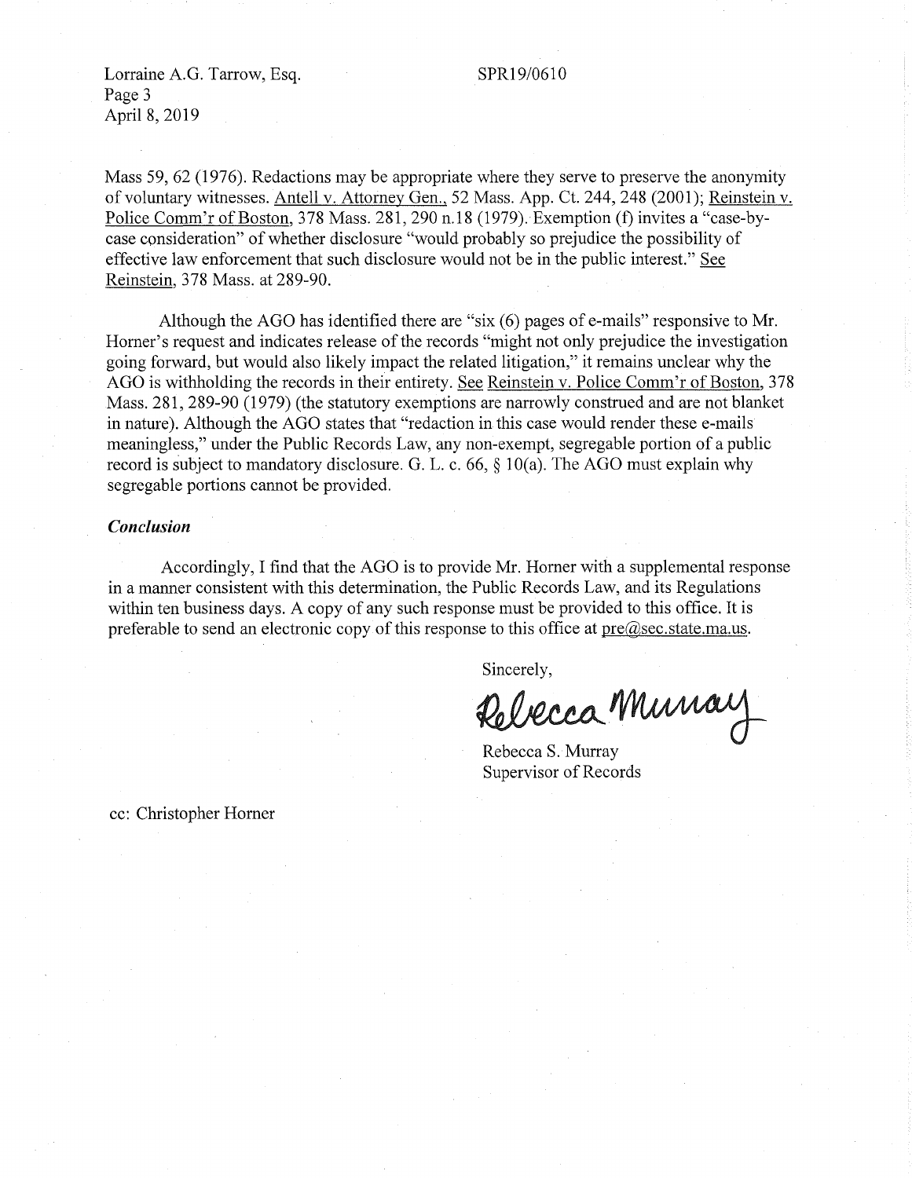Mass 59, 62 (1976). Redactions may be appropriate where they serve to preserve the anonymity of voluntary witnesses. Antell v. Attorney Gen., 52 Mass. App. Ct. 244, 248 (2001); Reinstein v. Police Comm'r of Boston, 378 Mass. 281, 290 n.18 (1979). Exemption (f) invites a "case-by-case consideration" of whether disclosure "would probably so prejudice the possibility of effective law enforcement that such disclosure would not be in the public interest." See Reinstein, 378 Mass. at 289-90.

Although the AGO has identified there are "six (6) pages of e-mails" responsive to Mr. Horner's request and indicates release of the records "might not only prejudice the investigation going forward, but would also likely impact the related litigation," it remains unclear why the AGO is withholding the records in their entirety. See Reinstein v. Police Comm'r of Boston, 378 Mass. 281, 289-90 (1979) (the statutory exemptions are narrowly construed and are not blanket in nature). Although the AGO states that "redaction in this case would render these e-mails meaningless," under the Public Records Law, any non-exempt, segregable portion of a public record is subject to mandatory disclosure. G. L. c. 66, § 10(a). The AGO must explain why segregable portions cannot be provided.

***Conclusion***

Accordingly, I find that the AGO is to provide Mr. Horner with a supplemental response in a manner consistent with this determination, the Public Records Law, and its Regulations within ten business days. A copy of any such response must be provided to this office. It is preferable to send an electronic copy of this response to this office at pre@sec.state.ma.us.

Sincerely,

Rebecca Murray

Rebecca S. Murray
Supervisor of Records

cc: Christopher Horner